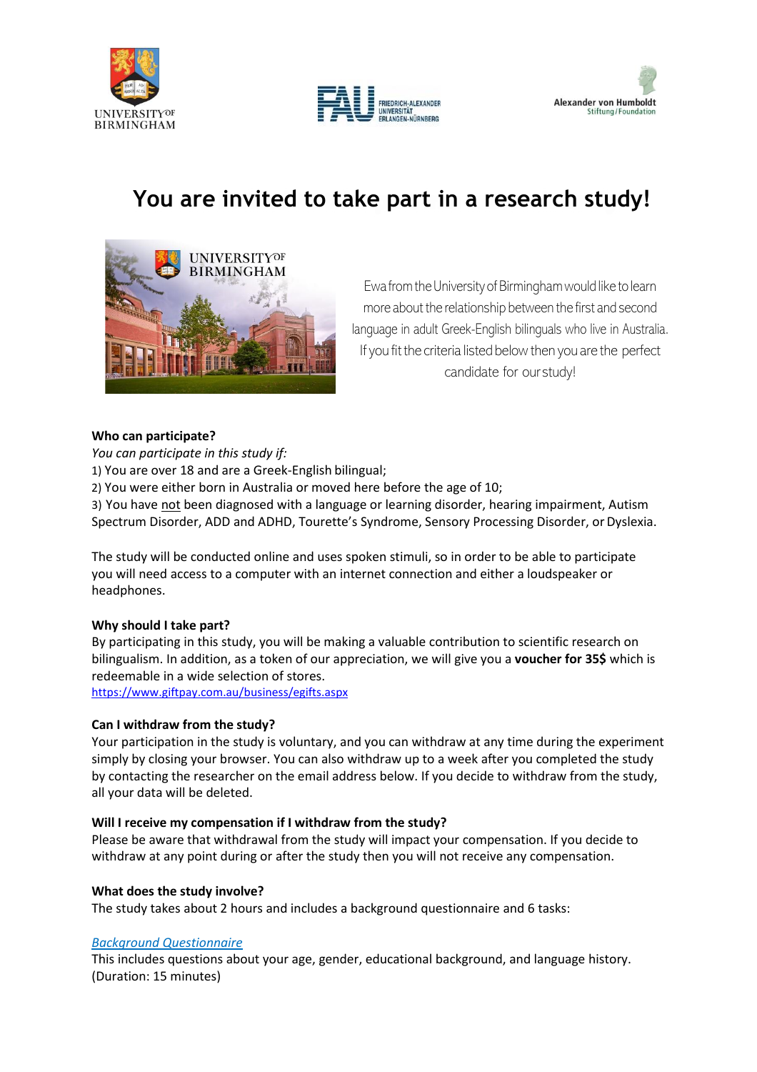# You are invited to take part in a research study!

Ewa from the University of Birmingham would like to learn more about the relationship between the first and second language in adult Greek-English bilinguals who live in Australia. If you fit the criteria listed below then you are the perfect candidate for our study!

**Who can participate?**

*You can participate in this study if:*

1) You are over 18 and are a Greek-English bilingual;
2) You were either born in Australia or moved here before the age of 10;
3) You have not been diagnosed with a language or learning disorder, hearing impairment, Autism Spectrum Disorder, ADD and ADHD, Tourette's Syndrome, Sensory Processing Disorder, or Dyslexia.

The study will be conducted online and uses spoken stimuli, so in order to be able to participate you will need access to a computer with an internet connection and either a loudspeaker or headphones.

**Why should I take part?**

By participating in this study, you will be making a valuable contribution to scientific research on bilingualism. In addition, as a token of our appreciation, we will give you a **voucher for 35$** which is redeemable in a wide selection of stores.
https://www.giftpay.com.au/business/egifts.aspx

**Can I withdraw from the study?**

Your participation in the study is voluntary, and you can withdraw at any time during the experiment simply by closing your browser. You can also withdraw up to a week after you completed the study by contacting the researcher on the email address below. If you decide to withdraw from the study, all your data will be deleted.

**Will I receive my compensation if I withdraw from the study?**

Please be aware that withdrawal from the study will impact your compensation. If you decide to withdraw at any point during or after the study then you will not receive any compensation.

**What does the study involve?**

The study takes about 2 hours and includes a background questionnaire and 6 tasks:

*Background Questionnaire*

This includes questions about your age, gender, educational background, and language history. (Duration: 15 minutes)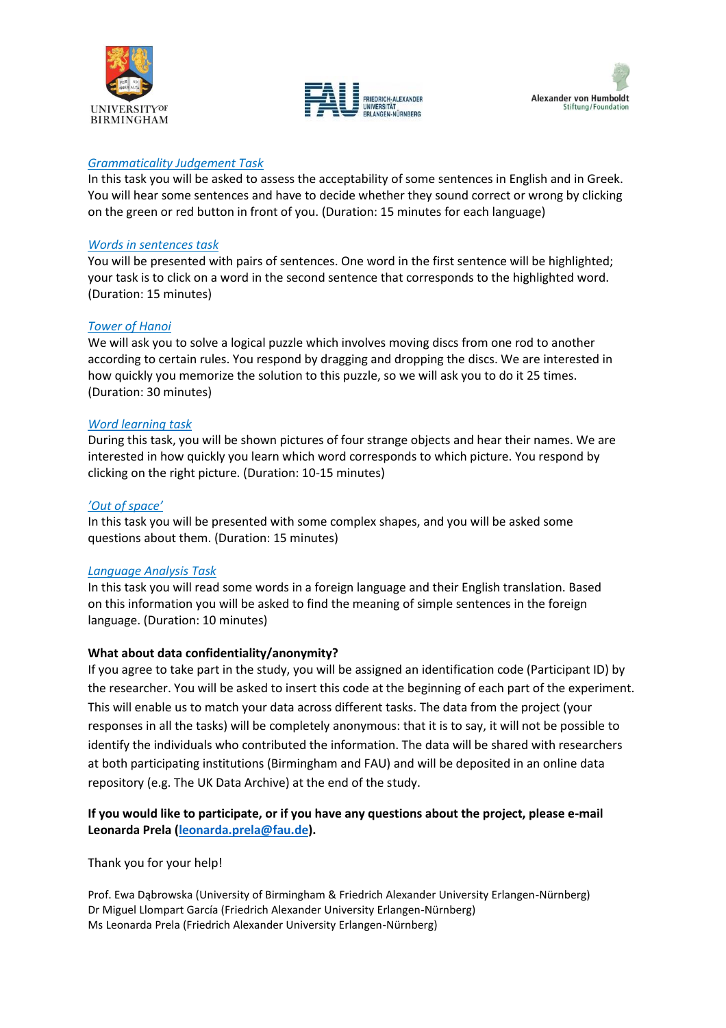[*Grammaticality Judgement Task*]()

In this task you will be asked to assess the acceptability of some sentences in English and in Greek. You will hear some sentences and have to decide whether they sound correct or wrong by clicking on the green or red button in front of you. (Duration: 15 minutes for each language)

[*Words in sentences task*]()

You will be presented with pairs of sentences. One word in the first sentence will be highlighted; your task is to click on a word in the second sentence that corresponds to the highlighted word. (Duration: 15 minutes)

[*Tower of Hanoi*]()

We will ask you to solve a logical puzzle which involves moving discs from one rod to another according to certain rules. You respond by dragging and dropping the discs. We are interested in how quickly you memorize the solution to this puzzle, so we will ask you to do it 25 times. (Duration: 30 minutes)

[*Word learning task*]()

During this task, you will be shown pictures of four strange objects and hear their names. We are interested in how quickly you learn which word corresponds to which picture. You respond by clicking on the right picture. (Duration: 10-15 minutes)

[*'Out of space'*]()

In this task you will be presented with some complex shapes, and you will be asked some questions about them. (Duration: 15 minutes)

[*Language Analysis Task*]()

In this task you will read some words in a foreign language and their English translation. Based on this information you will be asked to find the meaning of simple sentences in the foreign language. (Duration: 10 minutes)

**What about data confidentiality/anonymity?**

If you agree to take part in the study, you will be assigned an identification code (Participant ID) by the researcher. You will be asked to insert this code at the beginning of each part of the experiment. This will enable us to match your data across different tasks. The data from the project (your responses in all the tasks) will be completely anonymous: that it is to say, it will not be possible to identify the individuals who contributed the information. The data will be shared with researchers at both participating institutions (Birmingham and FAU) and will be deposited in an online data repository (e.g. The UK Data Archive) at the end of the study.

**If you would like to participate, or if you have any questions about the project, please e-mail Leonarda Prela ([leonarda.prela@fau.de](mailto:leonarda.prela@fau.de)).**

Thank you for your help!

Prof. Ewa Dąbrowska (University of Birmingham & Friedrich Alexander University Erlangen-Nürnberg)
Dr Miguel Llompart García (Friedrich Alexander University Erlangen-Nürnberg)
Ms Leonarda Prela (Friedrich Alexander University Erlangen-Nürnberg)